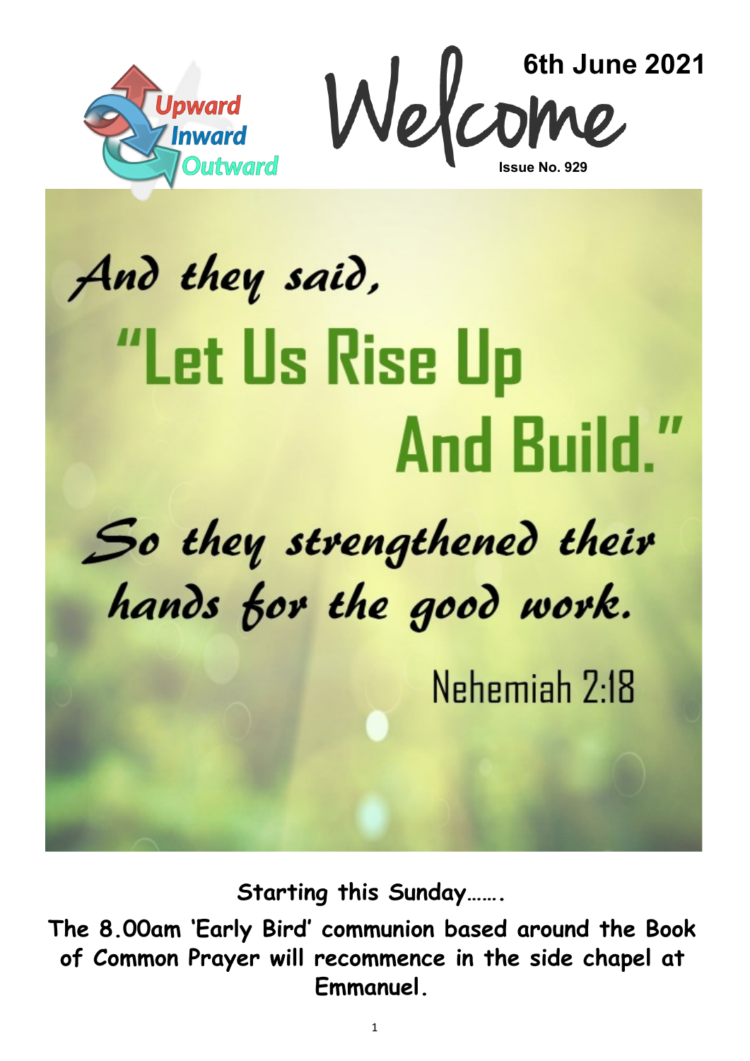Upward
Inward
Outward

# Welcome

**6th June 2021**

**Issue No. 929**

*And they said,*

## "Let Us Rise Up And Build."

*So they strengthened their hands for the good work.*

Nehemiah 2:18

**Starting this Sunday…….**

**The 8.00am 'Early Bird' communion based around the Book of Common Prayer will recommence in the side chapel at Emmanuel.**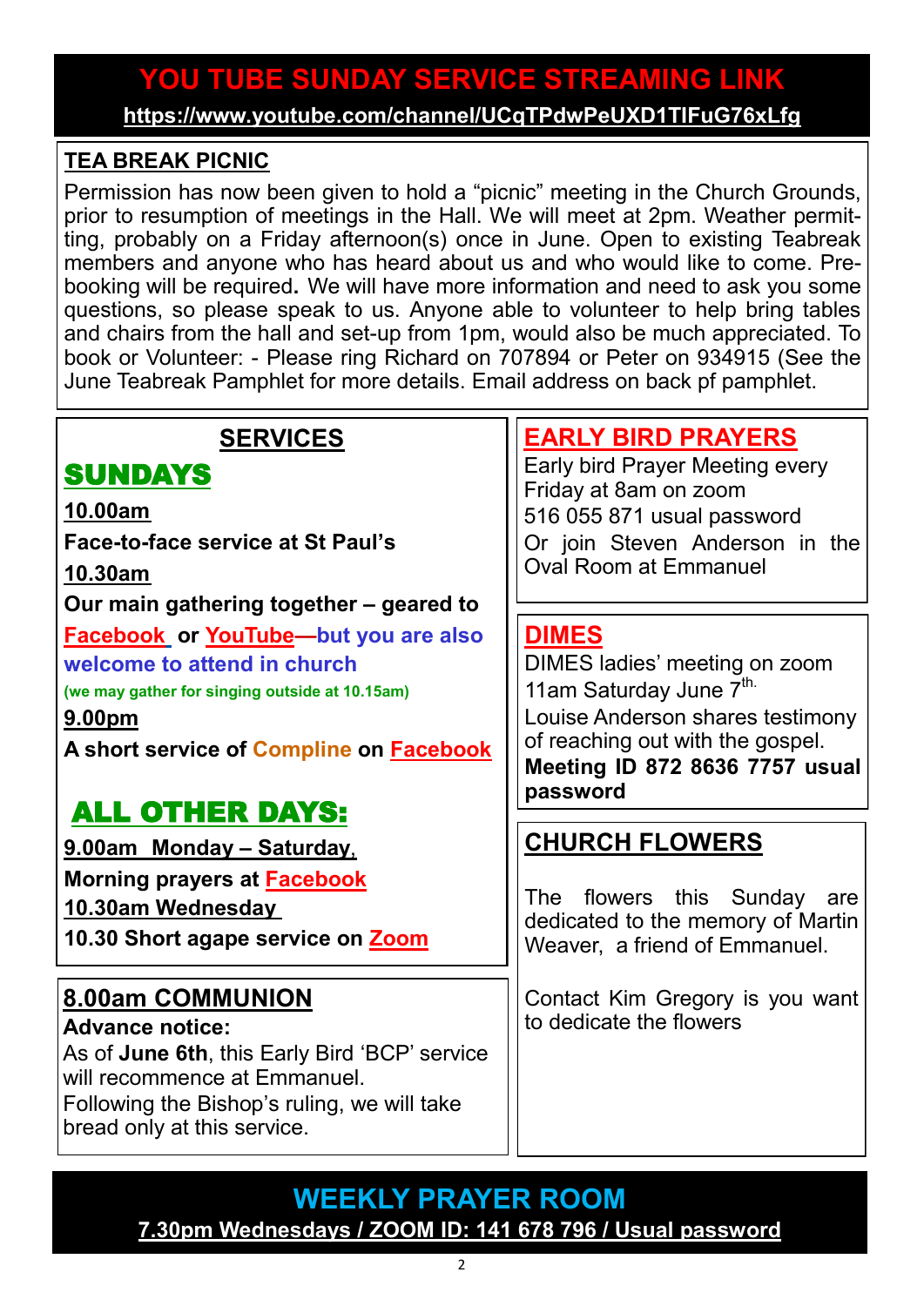# YOU TUBE SUNDAY SERVICE STREAMING LINK

**https://www.youtube.com/channel/UCqTPdwPeUXD1TIFuG76xLfg**

## TEA BREAK PICNIC

Permission has now been given to hold a "picnic" meeting in the Church Grounds, prior to resumption of meetings in the Hall. We will meet at 2pm. Weather permitting, probably on a Friday afternoon(s) once in June. Open to existing Teabreak members and anyone who has heard about us and who would like to come. Pre-booking will be required**.** We will have more information and need to ask you some questions, so please speak to us. Anyone able to volunteer to help bring tables and chairs from the hall and set-up from 1pm, would also be much appreciated. To book or Volunteer: - Please ring Richard on 707894 or Peter on 934915 (See the June Teabreak Pamphlet for more details. Email address on back pf pamphlet.

## SERVICES

### SUNDAYS

**10.00am**

**Face-to-face service at St Paul's**

**10.30am**

**Our main gathering together – geared to Facebook or YouTube—but you are also welcome to attend in church**

**(we may gather for singing outside at 10.15am)**

**9.00pm**

**A short service of Compline on Facebook**

### ALL OTHER DAYS:

**9.00am Monday – Saturday,**

**Morning prayers at Facebook**

**10.30am Wednesday**

**10.30 Short agape service on Zoom**

## 8.00am COMMUNION

**Advance notice:**

As of **June 6th**, this Early Bird 'BCP' service will recommence at Emmanuel.

Following the Bishop's ruling, we will take bread only at this service.

## EARLY BIRD PRAYERS

Early bird Prayer Meeting every Friday at 8am on zoom

516 055 871 usual password

Or join Steven Anderson in the Oval Room at Emmanuel

## DIMES

DIMES ladies' meeting on zoom 11am Saturday June 7th.

Louise Anderson shares testimony of reaching out with the gospel.

**Meeting ID 872 8636 7757 usual password**

## CHURCH FLOWERS

The flowers this Sunday are dedicated to the memory of Martin Weaver, a friend of Emmanuel.

Contact Kim Gregory is you want to dedicate the flowers

# WEEKLY PRAYER ROOM

**7.30pm Wednesdays / ZOOM ID: 141 678 796 / Usual password**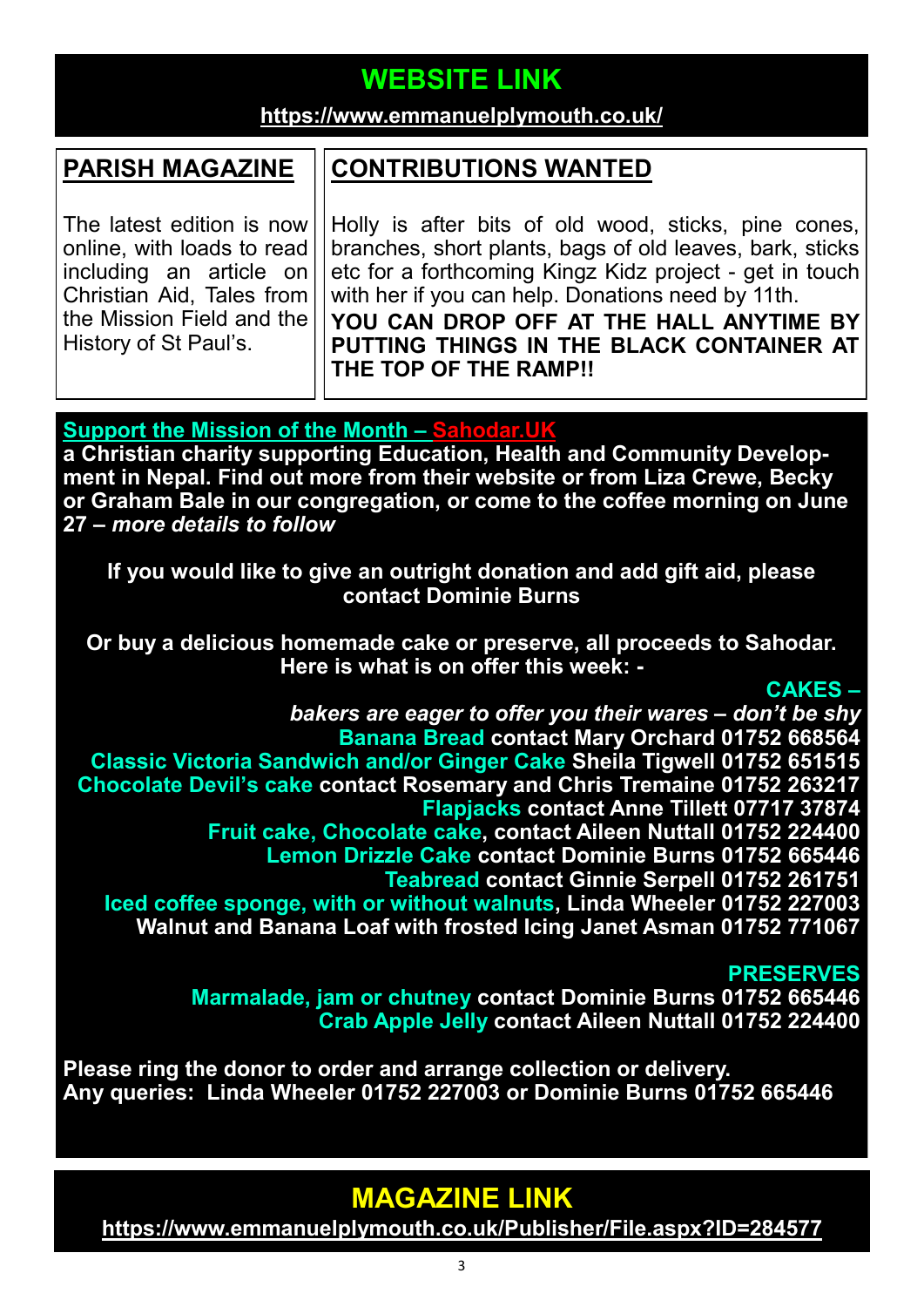## WEBSITE LINK

**https://www.emmanuelplymouth.co.uk/**

## PARISH MAGAZINE

The latest edition is now online, with loads to read including an article on Christian Aid, Tales from the Mission Field and the History of St Paul's.

## CONTRIBUTIONS WANTED

Holly is after bits of old wood, sticks, pine cones, branches, short plants, bags of old leaves, bark, sticks etc for a forthcoming Kingz Kidz project - get in touch with her if you can help. Donations need by 11th.

**YOU CAN DROP OFF AT THE HALL ANYTIME BY PUTTING THINGS IN THE BLACK CONTAINER AT THE TOP OF THE RAMP!!**

**Support the Mission of the Month – Sahodar.UK**

**a Christian charity supporting Education, Health and Community Development in Nepal. Find out more from their website or from Liza Crewe, Becky or Graham Bale in our congregation, or come to the coffee morning on June 27 – *more details to follow***

**If you would like to give an outright donation and add gift aid, please contact Dominie Burns**

**Or buy a delicious homemade cake or preserve, all proceeds to Sahodar. Here is what is on offer this week: -**

**CAKES –**

***bakers are eager to offer you their wares – don't be shy***

**Banana Bread contact Mary Orchard 01752 668564**
**Classic Victoria Sandwich and/or Ginger Cake Sheila Tigwell 01752 651515**
**Chocolate Devil's cake contact Rosemary and Chris Tremaine 01752 263217**
**Flapjacks contact Anne Tillett 07717 37874**
**Fruit cake, Chocolate cake, contact Aileen Nuttall 01752 224400**
**Lemon Drizzle Cake contact Dominie Burns 01752 665446**
**Teabread contact Ginnie Serpell 01752 261751**
**Iced coffee sponge, with or without walnuts, Linda Wheeler 01752 227003**
**Walnut and Banana Loaf with frosted Icing Janet Asman 01752 771067**

**PRESERVES**

**Marmalade, jam or chutney contact Dominie Burns 01752 665446**
**Crab Apple Jelly contact Aileen Nuttall 01752 224400**

**Please ring the donor to order and arrange collection or delivery.**
**Any queries: Linda Wheeler 01752 227003 or Dominie Burns 01752 665446**

## MAGAZINE LINK

**https://www.emmanuelplymouth.co.uk/Publisher/File.aspx?ID=284577**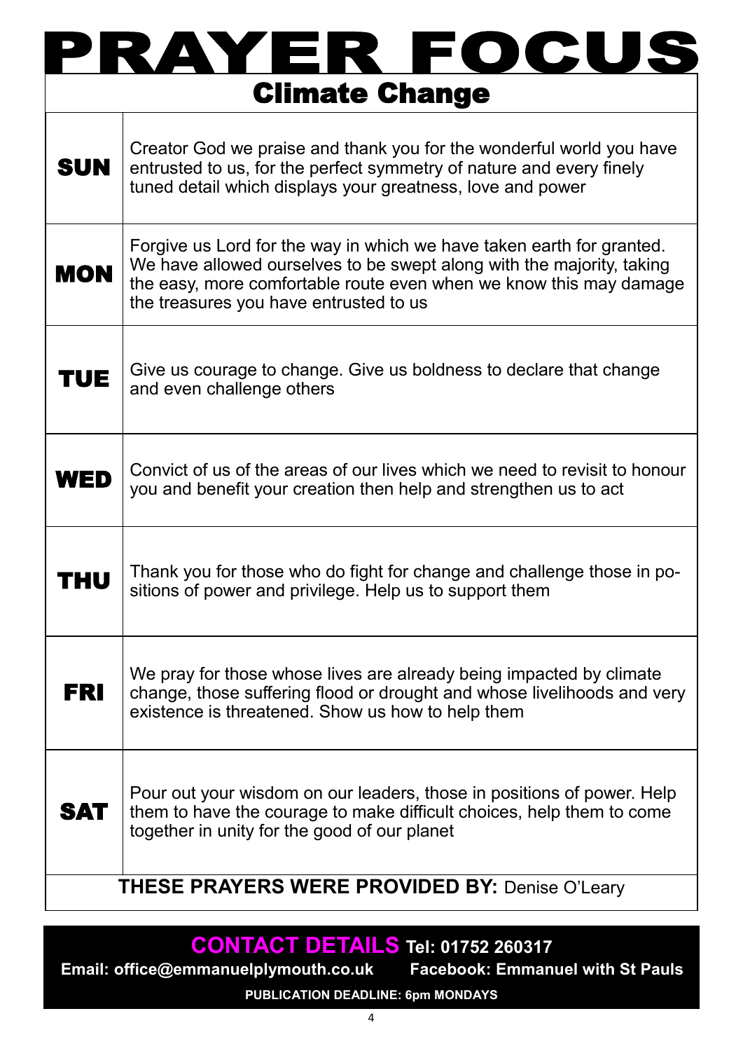# PRAYER FOCUS

## Climate Change

| | |
|---|---|
| **SUN** | Creator God we praise and thank you for the wonderful world you have entrusted to us, for the perfect symmetry of nature and every finely tuned detail which displays your greatness, love and power |
| **MON** | Forgive us Lord for the way in which we have taken earth for granted. We have allowed ourselves to be swept along with the majority, taking the easy, more comfortable route even when we know this may damage the treasures you have entrusted to us |
| **TUE** | Give us courage to change. Give us boldness to declare that change and even challenge others |
| **WED** | Convict of us of the areas of our lives which we need to revisit to honour you and benefit your creation then help and strengthen us to act |
| **THU** | Thank you for those who do fight for change and challenge those in positions of power and privilege. Help us to support them |
| **FRI** | We pray for those whose lives are already being impacted by climate change, those suffering flood or drought and whose livelihoods and very existence is threatened. Show us how to help them |
| **SAT** | Pour out your wisdom on our leaders, those in positions of power. Help them to have the courage to make difficult choices, help them to come together in unity for the good of our planet |

**THESE PRAYERS WERE PROVIDED BY:** Denise O'Leary

**CONTACT DETAILS Tel: 01752 260317**

**Email: office@emmanuelplymouth.co.uk Facebook: Emmanuel with St Pauls**

**PUBLICATION DEADLINE: 6pm MONDAYS**